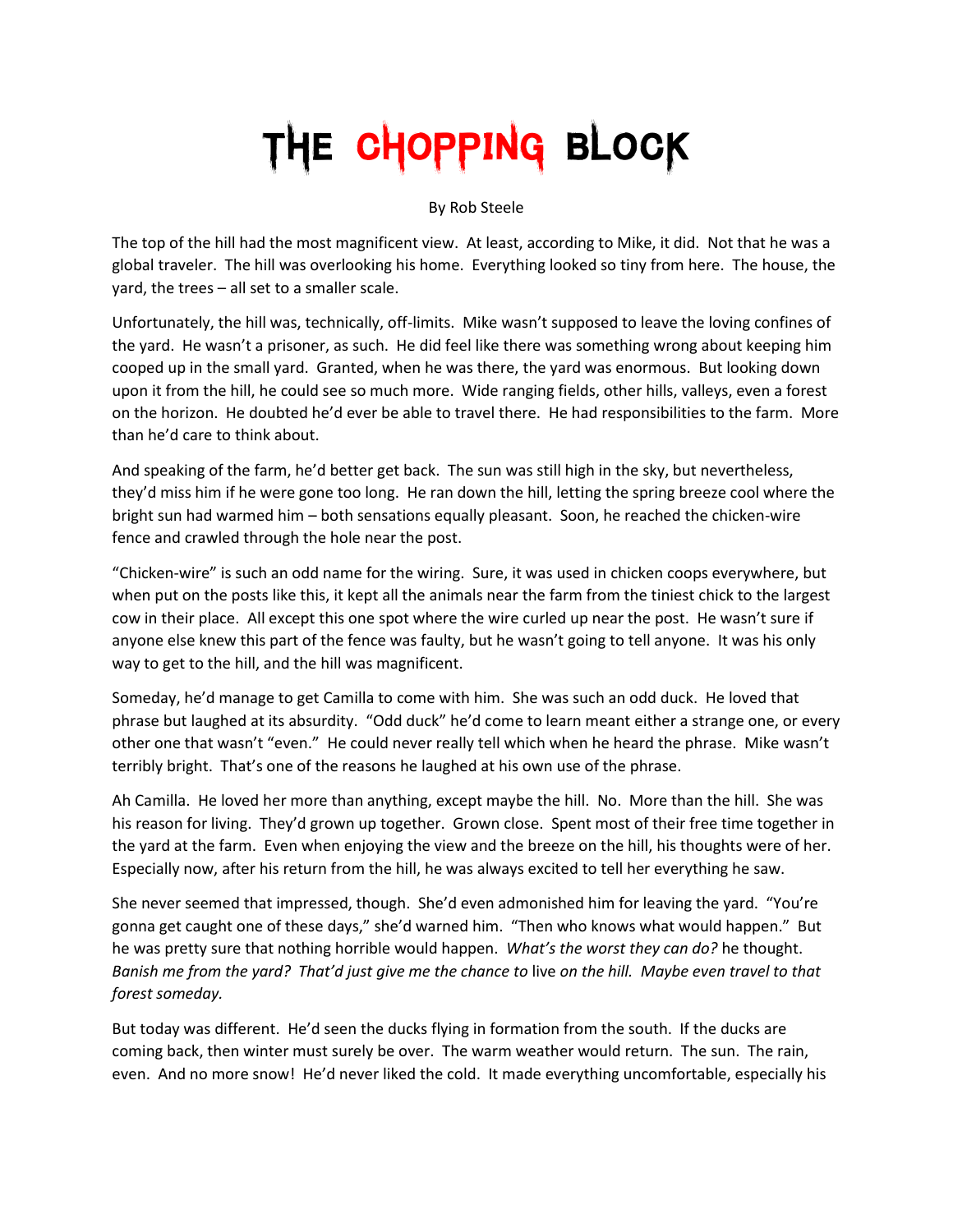# THE CHOPPING BLOCK

By Rob Steele

The top of the hill had the most magnificent view. At least, according to Mike, it did. Not that he was a global traveler. The hill was overlooking his home. Everything looked so tiny from here. The house, the yard, the trees – all set to a smaller scale.

Unfortunately, the hill was, technically, off-limits. Mike wasn't supposed to leave the loving confines of the yard. He wasn't a prisoner, as such. He did feel like there was something wrong about keeping him cooped up in the small yard. Granted, when he was there, the yard was enormous. But looking down upon it from the hill, he could see so much more. Wide ranging fields, other hills, valleys, even a forest on the horizon. He doubted he'd ever be able to travel there. He had responsibilities to the farm. More than he'd care to think about.

And speaking of the farm, he'd better get back. The sun was still high in the sky, but nevertheless, they'd miss him if he were gone too long. He ran down the hill, letting the spring breeze cool where the bright sun had warmed him – both sensations equally pleasant. Soon, he reached the chicken-wire fence and crawled through the hole near the post.

"Chicken-wire" is such an odd name for the wiring. Sure, it was used in chicken coops everywhere, but when put on the posts like this, it kept all the animals near the farm from the tiniest chick to the largest cow in their place. All except this one spot where the wire curled up near the post. He wasn't sure if anyone else knew this part of the fence was faulty, but he wasn't going to tell anyone. It was his only way to get to the hill, and the hill was magnificent.

Someday, he'd manage to get Camilla to come with him. She was such an odd duck. He loved that phrase but laughed at its absurdity. "Odd duck" he'd come to learn meant either a strange one, or every other one that wasn't "even." He could never really tell which when he heard the phrase. Mike wasn't terribly bright. That's one of the reasons he laughed at his own use of the phrase.

Ah Camilla. He loved her more than anything, except maybe the hill. No. More than the hill. She was his reason for living. They'd grown up together. Grown close. Spent most of their free time together in the yard at the farm. Even when enjoying the view and the breeze on the hill, his thoughts were of her. Especially now, after his return from the hill, he was always excited to tell her everything he saw.

She never seemed that impressed, though. She'd even admonished him for leaving the yard. "You're gonna get caught one of these days," she'd warned him. "Then who knows what would happen." But he was pretty sure that nothing horrible would happen. *What's the worst they can do?* he thought. *Banish me from the yard? That'd just give me the chance to* live *on the hill. Maybe even travel to that forest someday.*

But today was different. He'd seen the ducks flying in formation from the south. If the ducks are coming back, then winter must surely be over. The warm weather would return. The sun. The rain, even. And no more snow! He'd never liked the cold. It made everything uncomfortable, especially his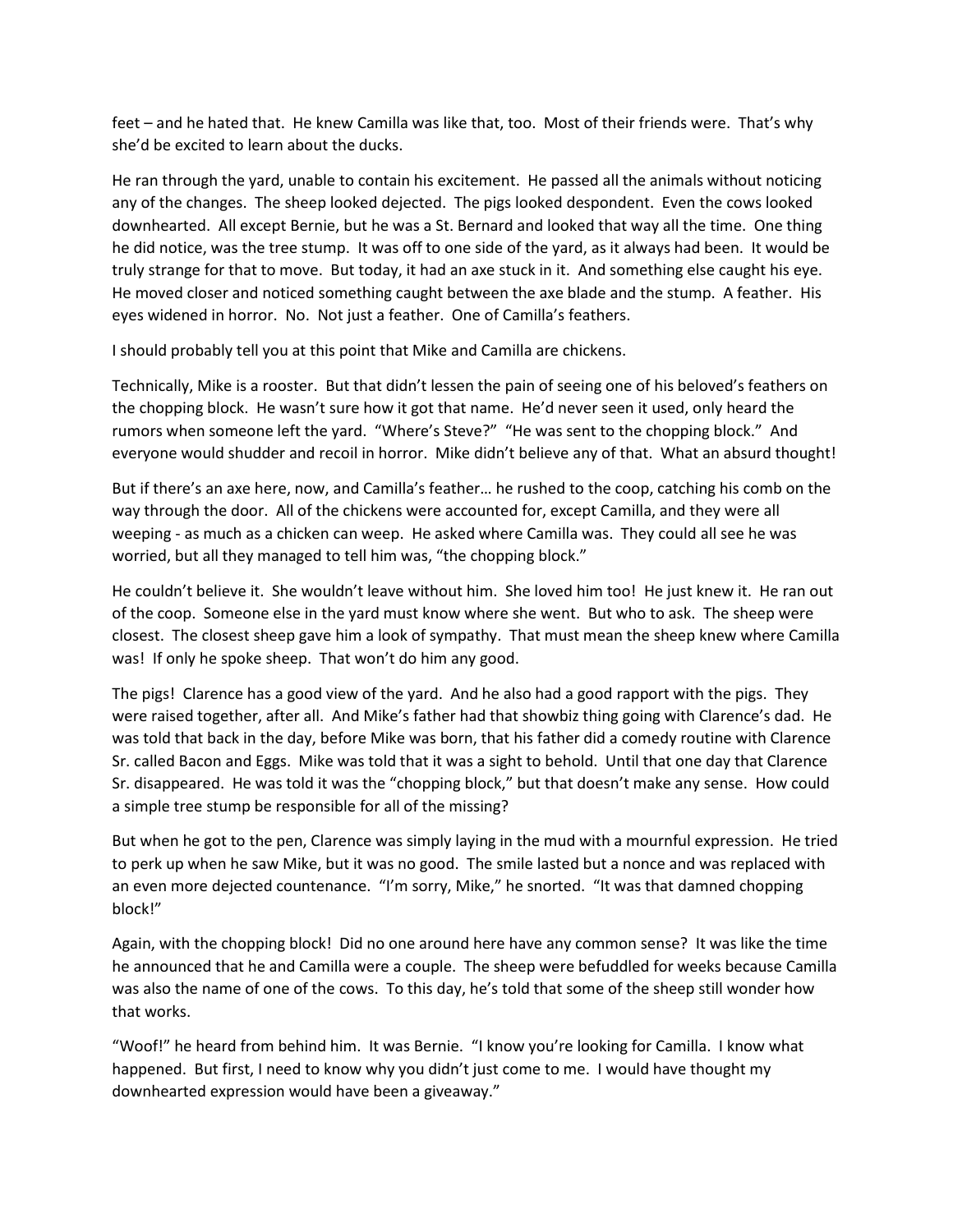feet – and he hated that. He knew Camilla was like that, too. Most of their friends were. That's why she'd be excited to learn about the ducks.

He ran through the yard, unable to contain his excitement. He passed all the animals without noticing any of the changes. The sheep looked dejected. The pigs looked despondent. Even the cows looked downhearted. All except Bernie, but he was a St. Bernard and looked that way all the time. One thing he did notice, was the tree stump. It was off to one side of the yard, as it always had been. It would be truly strange for that to move. But today, it had an axe stuck in it. And something else caught his eye. He moved closer and noticed something caught between the axe blade and the stump. A feather. His eyes widened in horror. No. Not just a feather. One of Camilla's feathers.

I should probably tell you at this point that Mike and Camilla are chickens.

Technically, Mike is a rooster. But that didn't lessen the pain of seeing one of his beloved's feathers on the chopping block. He wasn't sure how it got that name. He'd never seen it used, only heard the rumors when someone left the yard. "Where's Steve?" "He was sent to the chopping block." And everyone would shudder and recoil in horror. Mike didn't believe any of that. What an absurd thought!

But if there's an axe here, now, and Camilla's feather… he rushed to the coop, catching his comb on the way through the door. All of the chickens were accounted for, except Camilla, and they were all weeping - as much as a chicken can weep. He asked where Camilla was. They could all see he was worried, but all they managed to tell him was, "the chopping block."

He couldn't believe it. She wouldn't leave without him. She loved him too! He just knew it. He ran out of the coop. Someone else in the yard must know where she went. But who to ask. The sheep were closest. The closest sheep gave him a look of sympathy. That must mean the sheep knew where Camilla was! If only he spoke sheep. That won't do him any good.

The pigs! Clarence has a good view of the yard. And he also had a good rapport with the pigs. They were raised together, after all. And Mike's father had that showbiz thing going with Clarence's dad. He was told that back in the day, before Mike was born, that his father did a comedy routine with Clarence Sr. called Bacon and Eggs. Mike was told that it was a sight to behold. Until that one day that Clarence Sr. disappeared. He was told it was the "chopping block," but that doesn't make any sense. How could a simple tree stump be responsible for all of the missing?

But when he got to the pen, Clarence was simply laying in the mud with a mournful expression. He tried to perk up when he saw Mike, but it was no good. The smile lasted but a nonce and was replaced with an even more dejected countenance. "I'm sorry, Mike," he snorted. "It was that damned chopping block!"

Again, with the chopping block! Did no one around here have any common sense? It was like the time he announced that he and Camilla were a couple. The sheep were befuddled for weeks because Camilla was also the name of one of the cows. To this day, he's told that some of the sheep still wonder how that works.

"Woof!" he heard from behind him. It was Bernie. "I know you're looking for Camilla. I know what happened. But first, I need to know why you didn't just come to me. I would have thought my downhearted expression would have been a giveaway."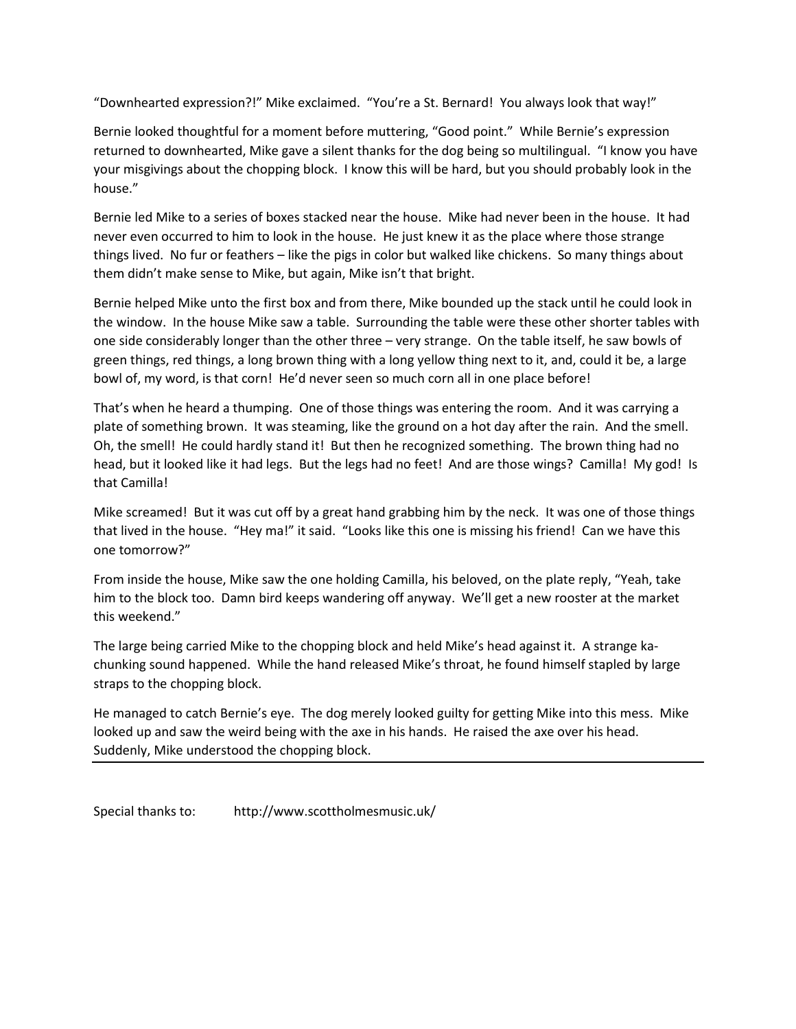"Downhearted expression?!" Mike exclaimed. "You're a St. Bernard! You always look that way!"

Bernie looked thoughtful for a moment before muttering, "Good point." While Bernie's expression returned to downhearted, Mike gave a silent thanks for the dog being so multilingual. "I know you have your misgivings about the chopping block. I know this will be hard, but you should probably look in the house."

Bernie led Mike to a series of boxes stacked near the house. Mike had never been in the house. It had never even occurred to him to look in the house. He just knew it as the place where those strange things lived. No fur or feathers – like the pigs in color but walked like chickens. So many things about them didn't make sense to Mike, but again, Mike isn't that bright.

Bernie helped Mike unto the first box and from there, Mike bounded up the stack until he could look in the window. In the house Mike saw a table. Surrounding the table were these other shorter tables with one side considerably longer than the other three – very strange. On the table itself, he saw bowls of green things, red things, a long brown thing with a long yellow thing next to it, and, could it be, a large bowl of, my word, is that corn! He'd never seen so much corn all in one place before!

That's when he heard a thumping. One of those things was entering the room. And it was carrying a plate of something brown. It was steaming, like the ground on a hot day after the rain. And the smell. Oh, the smell! He could hardly stand it! But then he recognized something. The brown thing had no head, but it looked like it had legs. But the legs had no feet! And are those wings? Camilla! My god! Is that Camilla!

Mike screamed! But it was cut off by a great hand grabbing him by the neck. It was one of those things that lived in the house. "Hey ma!" it said. "Looks like this one is missing his friend! Can we have this one tomorrow?"

From inside the house, Mike saw the one holding Camilla, his beloved, on the plate reply, "Yeah, take him to the block too. Damn bird keeps wandering off anyway. We'll get a new rooster at the market this weekend."

The large being carried Mike to the chopping block and held Mike's head against it. A strange ka-chunking sound happened. While the hand released Mike's throat, he found himself stapled by large straps to the chopping block.

He managed to catch Bernie's eye. The dog merely looked guilty for getting Mike into this mess. Mike looked up and saw the weird being with the axe in his hands. He raised the axe over his head. Suddenly, Mike understood the chopping block.

---

Special thanks to: http://www.scottholmesmusic.uk/